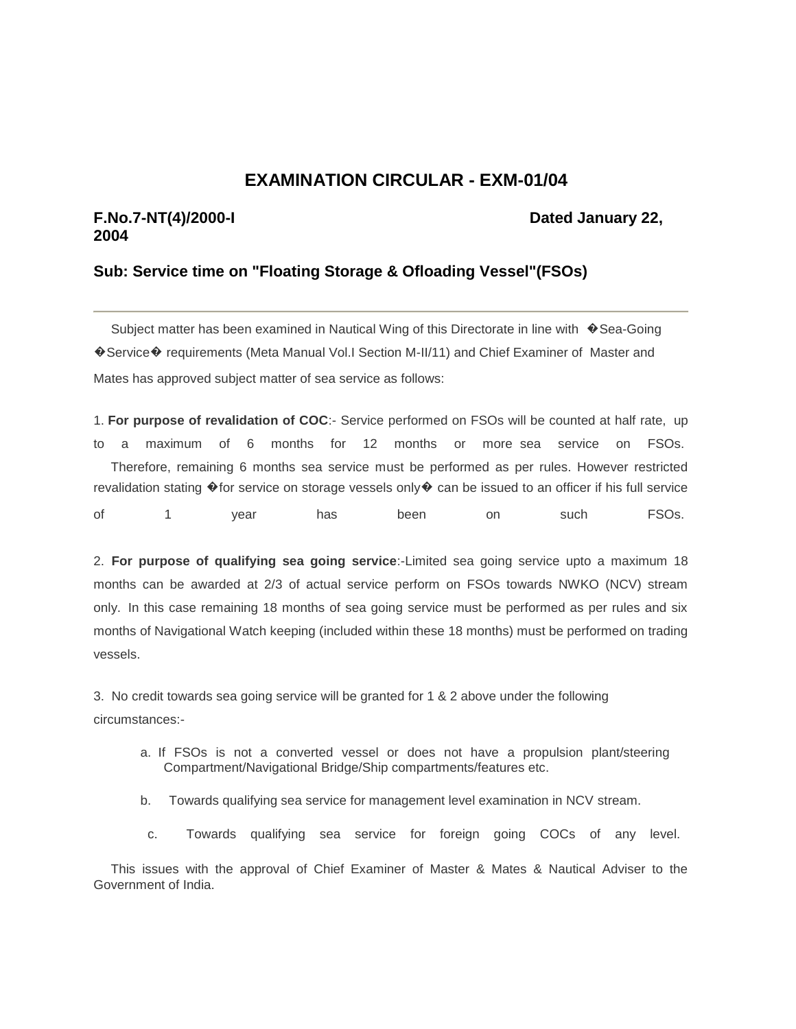# EXAMINATION CIRCULAR - EXM-01/04

**F.No.7-NT(4)/2000-I** **Dated January 22, 2004**

**Sub: Service time on "Floating Storage & Ofloading Vessel"(FSOs)**

---

Subject matter has been examined in Nautical Wing of this Directorate in line with �Sea-Going �Service� requirements (Meta Manual Vol.I Section M-II/11) and Chief Examiner of Master and Mates has approved subject matter of sea service as follows:

1. **For purpose of revalidation of COC**:- Service performed on FSOs will be counted at half rate, up to a maximum of 6 months for 12 months or more sea service on FSOs. Therefore, remaining 6 months sea service must be performed as per rules. However restricted revalidation stating �for service on storage vessels only� can be issued to an officer if his full service of 1 year has been on such FSOs.

2. **For purpose of qualifying sea going service**:-Limited sea going service upto a maximum 18 months can be awarded at 2/3 of actual service perform on FSOs towards NWKO (NCV) stream only. In this case remaining 18 months of sea going service must be performed as per rules and six months of Navigational Watch keeping (included within these 18 months) must be performed on trading vessels.

3. No credit towards sea going service will be granted for 1 & 2 above under the following circumstances:-

   a. If FSOs is not a converted vessel or does not have a propulsion plant/steering Compartment/Navigational Bridge/Ship compartments/features etc.

   b. Towards qualifying sea service for management level examination in NCV stream.

   c. Towards qualifying sea service for foreign going COCs of any level.

This issues with the approval of Chief Examiner of Master & Mates & Nautical Adviser to the Government of India.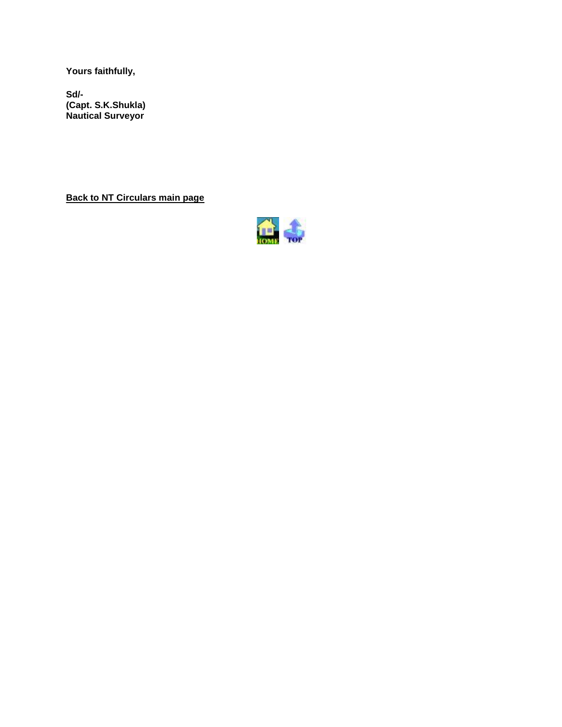**Yours faithfully,**

**Sd/-**
**(Capt. S.K.Shukla)**
**Nautical Surveyor**

**Back to NT Circulars main page**